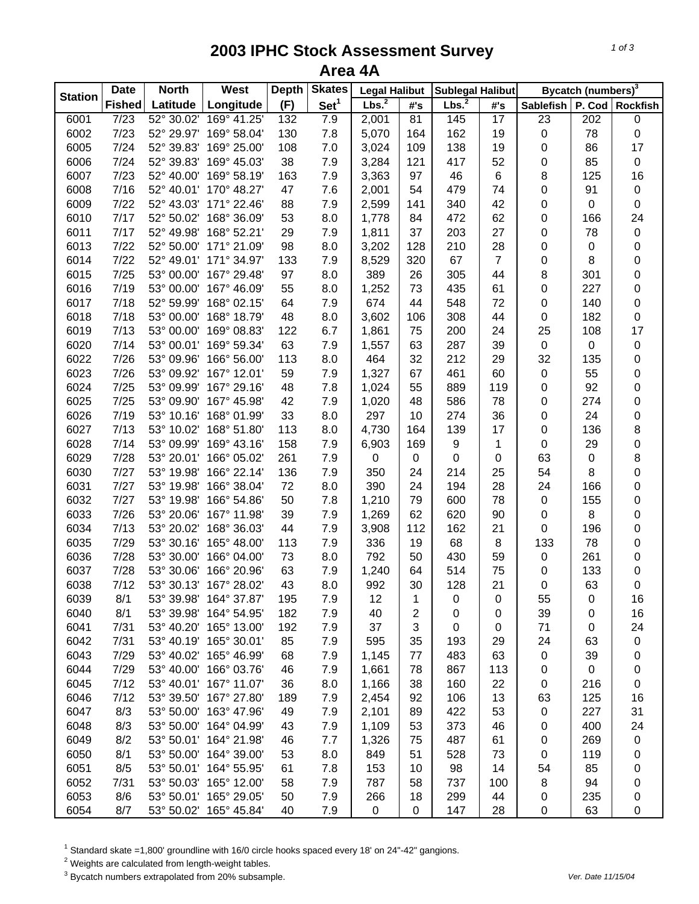# 2003 IPHC Stock Assessment Survey
## Area 4A

| Station | Date | North | West | Depth | Skates | Legal Halibut | | Sublegal Halibut | | Bycatch (numbers)[3] | | |
|---|---|---|---|---|---|---|---|---|---|---|---|---|
| | Fished | Latitude | Longitude | (F) | Set[1] | Lbs.[2] | #'s | Lbs.[2] | #'s | Sablefish | P. Cod | Rockfish |
| 6001 | 7/23 | 52° 30.02' | 169° 41.25' | 132 | 7.9 | 2,001 | 81 | 145 | 17 | 23 | 202 | 0 |
| 6002 | 7/23 | 52° 29.97' | 169° 58.04' | 130 | 7.8 | 5,070 | 164 | 162 | 19 | 0 | 78 | 0 |
| 6005 | 7/24 | 52° 39.83' | 169° 25.00' | 108 | 7.0 | 3,024 | 109 | 138 | 19 | 0 | 86 | 17 |
| 6006 | 7/24 | 52° 39.83' | 169° 45.03' | 38 | 7.9 | 3,284 | 121 | 417 | 52 | 0 | 85 | 0 |
| 6007 | 7/23 | 52° 40.00' | 169° 58.19' | 163 | 7.9 | 3,363 | 97 | 46 | 6 | 8 | 125 | 16 |
| 6008 | 7/16 | 52° 40.01' | 170° 48.27' | 47 | 7.6 | 2,001 | 54 | 479 | 74 | 0 | 91 | 0 |
| 6009 | 7/22 | 52° 43.03' | 171° 22.46' | 88 | 7.9 | 2,599 | 141 | 340 | 42 | 0 | 0 | 0 |
| 6010 | 7/17 | 52° 50.02' | 168° 36.09' | 53 | 8.0 | 1,778 | 84 | 472 | 62 | 0 | 166 | 24 |
| 6011 | 7/17 | 52° 49.98' | 168° 52.21' | 29 | 7.9 | 1,811 | 37 | 203 | 27 | 0 | 78 | 0 |
| 6013 | 7/22 | 52° 50.00' | 171° 21.09' | 98 | 8.0 | 3,202 | 128 | 210 | 28 | 0 | 0 | 0 |
| 6014 | 7/22 | 52° 49.01' | 171° 34.97' | 133 | 7.9 | 8,529 | 320 | 67 | 7 | 0 | 8 | 0 |
| 6015 | 7/25 | 53° 00.00' | 167° 29.48' | 97 | 8.0 | 389 | 26 | 305 | 44 | 8 | 301 | 0 |
| 6016 | 7/19 | 53° 00.00' | 167° 46.09' | 55 | 8.0 | 1,252 | 73 | 435 | 61 | 0 | 227 | 0 |
| 6017 | 7/18 | 52° 59.99' | 168° 02.15' | 64 | 7.9 | 674 | 44 | 548 | 72 | 0 | 140 | 0 |
| 6018 | 7/18 | 53° 00.00' | 168° 18.79' | 48 | 8.0 | 3,602 | 106 | 308 | 44 | 0 | 182 | 0 |
| 6019 | 7/13 | 53° 00.00' | 169° 08.83' | 122 | 6.7 | 1,861 | 75 | 200 | 24 | 25 | 108 | 17 |
| 6020 | 7/14 | 53° 00.01' | 169° 59.34' | 63 | 7.9 | 1,557 | 63 | 287 | 39 | 0 | 0 | 0 |
| 6022 | 7/26 | 53° 09.96' | 166° 56.00' | 113 | 8.0 | 464 | 32 | 212 | 29 | 32 | 135 | 0 |
| 6023 | 7/26 | 53° 09.92' | 167° 12.01' | 59 | 7.9 | 1,327 | 67 | 461 | 60 | 0 | 55 | 0 |
| 6024 | 7/25 | 53° 09.99' | 167° 29.16' | 48 | 7.8 | 1,024 | 55 | 889 | 119 | 0 | 92 | 0 |
| 6025 | 7/25 | 53° 09.90' | 167° 45.98' | 42 | 7.9 | 1,020 | 48 | 586 | 78 | 0 | 274 | 0 |
| 6026 | 7/19 | 53° 10.16' | 168° 01.99' | 33 | 8.0 | 297 | 10 | 274 | 36 | 0 | 24 | 0 |
| 6027 | 7/13 | 53° 10.02' | 168° 51.80' | 113 | 8.0 | 4,730 | 164 | 139 | 17 | 0 | 136 | 8 |
| 6028 | 7/14 | 53° 09.99' | 169° 43.16' | 158 | 7.9 | 6,903 | 169 | 9 | 1 | 0 | 29 | 0 |
| 6029 | 7/28 | 53° 20.01' | 166° 05.02' | 261 | 7.9 | 0 | 0 | 0 | 0 | 63 | 0 | 8 |
| 6030 | 7/27 | 53° 19.98' | 166° 22.14' | 136 | 7.9 | 350 | 24 | 214 | 25 | 54 | 8 | 0 |
| 6031 | 7/27 | 53° 19.98' | 166° 38.04' | 72 | 8.0 | 390 | 24 | 194 | 28 | 24 | 166 | 0 |
| 6032 | 7/27 | 53° 19.98' | 166° 54.86' | 50 | 7.8 | 1,210 | 79 | 600 | 78 | 0 | 155 | 0 |
| 6033 | 7/26 | 53° 20.06' | 167° 11.98' | 39 | 7.9 | 1,269 | 62 | 620 | 90 | 0 | 8 | 0 |
| 6034 | 7/13 | 53° 20.02' | 168° 36.03' | 44 | 7.9 | 3,908 | 112 | 162 | 21 | 0 | 196 | 0 |
| 6035 | 7/29 | 53° 30.16' | 165° 48.00' | 113 | 7.9 | 336 | 19 | 68 | 8 | 133 | 78 | 0 |
| 6036 | 7/28 | 53° 30.00' | 166° 04.00' | 73 | 8.0 | 792 | 50 | 430 | 59 | 0 | 261 | 0 |
| 6037 | 7/28 | 53° 30.06' | 166° 20.96' | 63 | 7.9 | 1,240 | 64 | 514 | 75 | 0 | 133 | 0 |
| 6038 | 7/12 | 53° 30.13' | 167° 28.02' | 43 | 8.0 | 992 | 30 | 128 | 21 | 0 | 63 | 0 |
| 6039 | 8/1 | 53° 39.98' | 164° 37.87' | 195 | 7.9 | 12 | 1 | 0 | 0 | 55 | 0 | 16 |
| 6040 | 8/1 | 53° 39.98' | 164° 54.95' | 182 | 7.9 | 40 | 2 | 0 | 0 | 39 | 0 | 16 |
| 6041 | 7/31 | 53° 40.20' | 165° 13.00' | 192 | 7.9 | 37 | 3 | 0 | 0 | 71 | 0 | 24 |
| 6042 | 7/31 | 53° 40.19' | 165° 30.01' | 85 | 7.9 | 595 | 35 | 193 | 29 | 24 | 63 | 0 |
| 6043 | 7/29 | 53° 40.02' | 165° 46.99' | 68 | 7.9 | 1,145 | 77 | 483 | 63 | 0 | 39 | 0 |
| 6044 | 7/29 | 53° 40.00' | 166° 03.76' | 46 | 7.9 | 1,661 | 78 | 867 | 113 | 0 | 0 | 0 |
| 6045 | 7/12 | 53° 40.01' | 167° 11.07' | 36 | 8.0 | 1,166 | 38 | 160 | 22 | 0 | 216 | 0 |
| 6046 | 7/12 | 53° 39.50' | 167° 27.80' | 189 | 7.9 | 2,454 | 92 | 106 | 13 | 63 | 125 | 16 |
| 6047 | 8/3 | 53° 50.00' | 163° 47.96' | 49 | 7.9 | 2,101 | 89 | 422 | 53 | 0 | 227 | 31 |
| 6048 | 8/3 | 53° 50.00' | 164° 04.99' | 43 | 7.9 | 1,109 | 53 | 373 | 46 | 0 | 400 | 24 |
| 6049 | 8/2 | 53° 50.01' | 164° 21.98' | 46 | 7.7 | 1,326 | 75 | 487 | 61 | 0 | 269 | 0 |
| 6050 | 8/1 | 53° 50.00' | 164° 39.00' | 53 | 8.0 | 849 | 51 | 528 | 73 | 0 | 119 | 0 |
| 6051 | 8/5 | 53° 50.01' | 164° 55.95' | 61 | 7.8 | 153 | 10 | 98 | 14 | 54 | 85 | 0 |
| 6052 | 7/31 | 53° 50.03' | 165° 12.00' | 58 | 7.9 | 787 | 58 | 737 | 100 | 8 | 94 | 0 |
| 6053 | 8/6 | 53° 50.01' | 165° 29.05' | 50 | 7.9 | 266 | 18 | 299 | 44 | 0 | 235 | 0 |
| 6054 | 8/7 | 53° 50.02' | 165° 45.84' | 40 | 7.9 | 0 | 0 | 147 | 28 | 0 | 63 | 0 |

[1] Standard skate =1,800' groundline with 16/0 circle hooks spaced every 18' on 24"-42" gangions.

[2] Weights are calculated from length-weight tables.

[3] Bycatch numbers extrapolated from 20% subsample.

Ver. Date 11/15/04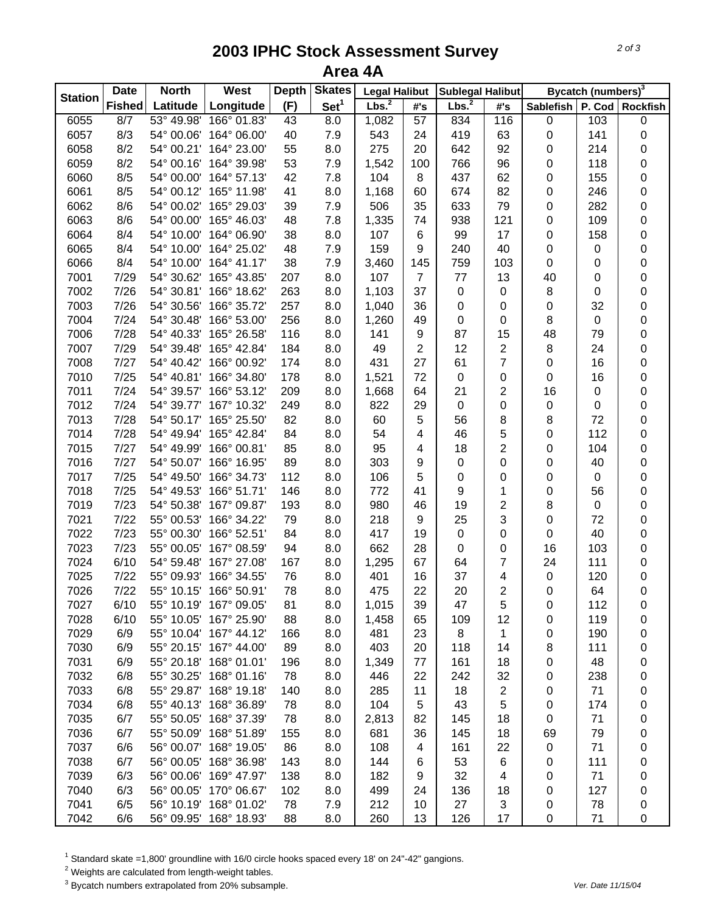# 2003 IPHC Stock Assessment Survey
## Area 4A

| Station | Date Fished | North Latitude | West Longitude | Depth (F) | Skates Set[1] | Legal Halibut Lbs.[2] | Legal Halibut #'s | Sublegal Halibut Lbs.[2] | Sublegal Halibut #'s | Bycatch (numbers)[3] Sablefish | P. Cod | Rockfish |
|---|---|---|---|---|---|---|---|---|---|---|---|---|
| 6055 | 8/7 | 53° 49.98' | 166° 01.83' | 43 | 8.0 | 1,082 | 57 | 834 | 116 | 0 | 103 | 0 |
| 6057 | 8/3 | 54° 00.06' | 164° 06.00' | 40 | 7.9 | 543 | 24 | 419 | 63 | 0 | 141 | 0 |
| 6058 | 8/2 | 54° 00.21' | 164° 23.00' | 55 | 8.0 | 275 | 20 | 642 | 92 | 0 | 214 | 0 |
| 6059 | 8/2 | 54° 00.16' | 164° 39.98' | 53 | 7.9 | 1,542 | 100 | 766 | 96 | 0 | 118 | 0 |
| 6060 | 8/5 | 54° 00.00' | 164° 57.13' | 42 | 7.8 | 104 | 8 | 437 | 62 | 0 | 155 | 0 |
| 6061 | 8/5 | 54° 00.12' | 165° 11.98' | 41 | 8.0 | 1,168 | 60 | 674 | 82 | 0 | 246 | 0 |
| 6062 | 8/6 | 54° 00.02' | 165° 29.03' | 39 | 7.9 | 506 | 35 | 633 | 79 | 0 | 282 | 0 |
| 6063 | 8/6 | 54° 00.00' | 165° 46.03' | 48 | 7.8 | 1,335 | 74 | 938 | 121 | 0 | 109 | 0 |
| 6064 | 8/4 | 54° 10.00' | 164° 06.90' | 38 | 8.0 | 107 | 6 | 99 | 17 | 0 | 158 | 0 |
| 6065 | 8/4 | 54° 10.00' | 164° 25.02' | 48 | 7.9 | 159 | 9 | 240 | 40 | 0 | 0 | 0 |
| 6066 | 8/4 | 54° 10.00' | 164° 41.17' | 38 | 7.9 | 3,460 | 145 | 759 | 103 | 0 | 0 | 0 |
| 7001 | 7/29 | 54° 30.62' | 165° 43.85' | 207 | 8.0 | 107 | 7 | 77 | 13 | 40 | 0 | 0 |
| 7002 | 7/26 | 54° 30.81' | 166° 18.62' | 263 | 8.0 | 1,103 | 37 | 0 | 0 | 8 | 0 | 0 |
| 7003 | 7/26 | 54° 30.56' | 166° 35.72' | 257 | 8.0 | 1,040 | 36 | 0 | 0 | 0 | 32 | 0 |
| 7004 | 7/24 | 54° 30.48' | 166° 53.00' | 256 | 8.0 | 1,260 | 49 | 0 | 0 | 8 | 0 | 0 |
| 7006 | 7/28 | 54° 40.33' | 165° 26.58' | 116 | 8.0 | 141 | 9 | 87 | 15 | 48 | 79 | 0 |
| 7007 | 7/29 | 54° 39.48' | 165° 42.84' | 184 | 8.0 | 49 | 2 | 12 | 2 | 8 | 24 | 0 |
| 7008 | 7/27 | 54° 40.42' | 166° 00.92' | 174 | 8.0 | 431 | 27 | 61 | 7 | 0 | 16 | 0 |
| 7010 | 7/25 | 54° 40.81' | 166° 34.80' | 178 | 8.0 | 1,521 | 72 | 0 | 0 | 0 | 16 | 0 |
| 7011 | 7/24 | 54° 39.57' | 166° 53.12' | 209 | 8.0 | 1,668 | 64 | 21 | 2 | 16 | 0 | 0 |
| 7012 | 7/24 | 54° 39.77' | 167° 10.32' | 249 | 8.0 | 822 | 29 | 0 | 0 | 0 | 0 | 0 |
| 7013 | 7/28 | 54° 50.17' | 165° 25.50' | 82 | 8.0 | 60 | 5 | 56 | 8 | 8 | 72 | 0 |
| 7014 | 7/28 | 54° 49.94' | 165° 42.84' | 84 | 8.0 | 54 | 4 | 46 | 5 | 0 | 112 | 0 |
| 7015 | 7/27 | 54° 49.99' | 166° 00.81' | 85 | 8.0 | 95 | 4 | 18 | 2 | 0 | 104 | 0 |
| 7016 | 7/27 | 54° 50.07' | 166° 16.95' | 89 | 8.0 | 303 | 9 | 0 | 0 | 0 | 40 | 0 |
| 7017 | 7/25 | 54° 49.50' | 166° 34.73' | 112 | 8.0 | 106 | 5 | 0 | 0 | 0 | 0 | 0 |
| 7018 | 7/25 | 54° 49.53' | 166° 51.71' | 146 | 8.0 | 772 | 41 | 9 | 1 | 0 | 56 | 0 |
| 7019 | 7/23 | 54° 50.38' | 167° 09.87' | 193 | 8.0 | 980 | 46 | 19 | 2 | 8 | 0 | 0 |
| 7021 | 7/22 | 55° 00.53' | 166° 34.22' | 79 | 8.0 | 218 | 9 | 25 | 3 | 0 | 72 | 0 |
| 7022 | 7/23 | 55° 00.30' | 166° 52.51' | 84 | 8.0 | 417 | 19 | 0 | 0 | 0 | 40 | 0 |
| 7023 | 7/23 | 55° 00.05' | 167° 08.59' | 94 | 8.0 | 662 | 28 | 0 | 0 | 16 | 103 | 0 |
| 7024 | 6/10 | 54° 59.48' | 167° 27.08' | 167 | 8.0 | 1,295 | 67 | 64 | 7 | 24 | 111 | 0 |
| 7025 | 7/22 | 55° 09.93' | 166° 34.55' | 76 | 8.0 | 401 | 16 | 37 | 4 | 0 | 120 | 0 |
| 7026 | 7/22 | 55° 10.15' | 166° 50.91' | 78 | 8.0 | 475 | 22 | 20 | 2 | 0 | 64 | 0 |
| 7027 | 6/10 | 55° 10.19' | 167° 09.05' | 81 | 8.0 | 1,015 | 39 | 47 | 5 | 0 | 112 | 0 |
| 7028 | 6/10 | 55° 10.05' | 167° 25.90' | 88 | 8.0 | 1,458 | 65 | 109 | 12 | 0 | 119 | 0 |
| 7029 | 6/9 | 55° 10.04' | 167° 44.12' | 166 | 8.0 | 481 | 23 | 8 | 1 | 0 | 190 | 0 |
| 7030 | 6/9 | 55° 20.15' | 167° 44.00' | 89 | 8.0 | 403 | 20 | 118 | 14 | 8 | 111 | 0 |
| 7031 | 6/9 | 55° 20.18' | 168° 01.01' | 196 | 8.0 | 1,349 | 77 | 161 | 18 | 0 | 48 | 0 |
| 7032 | 6/8 | 55° 30.25' | 168° 01.16' | 78 | 8.0 | 446 | 22 | 242 | 32 | 0 | 238 | 0 |
| 7033 | 6/8 | 55° 29.87' | 168° 19.18' | 140 | 8.0 | 285 | 11 | 18 | 2 | 0 | 71 | 0 |
| 7034 | 6/8 | 55° 40.13' | 168° 36.89' | 78 | 8.0 | 104 | 5 | 43 | 5 | 0 | 174 | 0 |
| 7035 | 6/7 | 55° 50.05' | 168° 37.39' | 78 | 8.0 | 2,813 | 82 | 145 | 18 | 0 | 71 | 0 |
| 7036 | 6/7 | 55° 50.09' | 168° 51.89' | 155 | 8.0 | 681 | 36 | 145 | 18 | 69 | 79 | 0 |
| 7037 | 6/6 | 56° 00.07' | 168° 19.05' | 86 | 8.0 | 108 | 4 | 161 | 22 | 0 | 71 | 0 |
| 7038 | 6/7 | 56° 00.05' | 168° 36.98' | 143 | 8.0 | 144 | 6 | 53 | 6 | 0 | 111 | 0 |
| 7039 | 6/3 | 56° 00.06' | 169° 47.97' | 138 | 8.0 | 182 | 9 | 32 | 4 | 0 | 71 | 0 |
| 7040 | 6/3 | 56° 00.05' | 170° 06.67' | 102 | 8.0 | 499 | 24 | 136 | 18 | 0 | 127 | 0 |
| 7041 | 6/5 | 56° 10.19' | 168° 01.02' | 78 | 7.9 | 212 | 10 | 27 | 3 | 0 | 78 | 0 |
| 7042 | 6/6 | 56° 09.95' | 168° 18.93' | 88 | 8.0 | 260 | 13 | 126 | 17 | 0 | 71 | 0 |

[1] Standard skate =1,800' groundline with 16/0 circle hooks spaced every 18' on 24"-42" gangions.

[2] Weights are calculated from length-weight tables.

[3] Bycatch numbers extrapolated from 20% subsample.

*Ver. Date 11/15/04*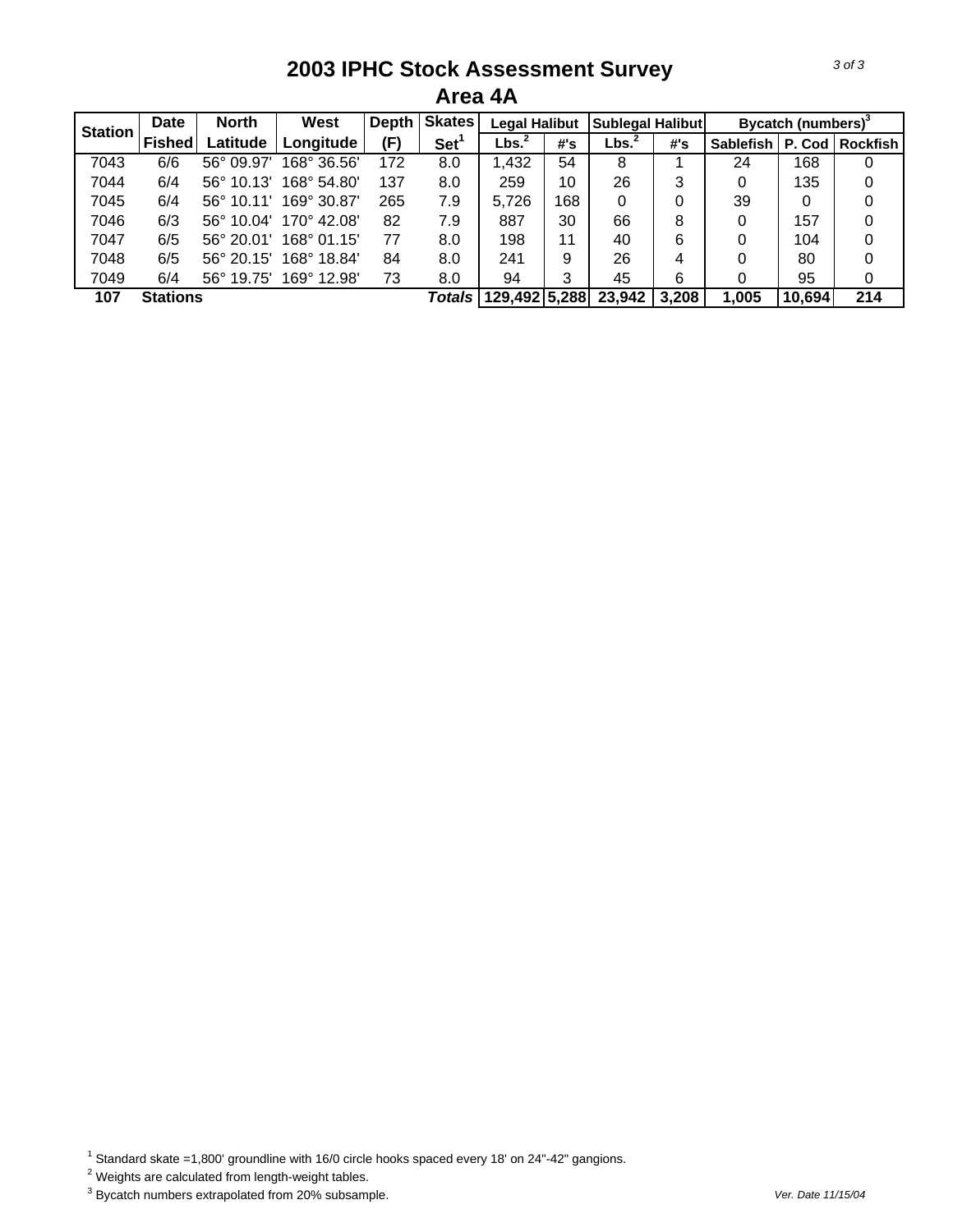# 2003 IPHC Stock Assessment Survey

## Area 4A

| Station | Date Fished | North Latitude | West Longitude | Depth (F) | Skates Set[1] | Legal Halibut | | Sublegal Halibut | | Bycatch (numbers)[3] | | |
|---|---|---|---|---|---|---|---|---|---|---|---|---|
| | | | | | | Lbs.[2] | #'s | Lbs.[2] | #'s | Sablefish | P. Cod | Rockfish |
| 7043 | 6/6 | 56° 09.97' | 168° 36.56' | 172 | 8.0 | 1,432 | 54 | 8 | 1 | 24 | 168 | 0 |
| 7044 | 6/4 | 56° 10.13' | 168° 54.80' | 137 | 8.0 | 259 | 10 | 26 | 3 | 0 | 135 | 0 |
| 7045 | 6/4 | 56° 10.11' | 169° 30.87' | 265 | 7.9 | 5,726 | 168 | 0 | 0 | 39 | 0 | 0 |
| 7046 | 6/3 | 56° 10.04' | 170° 42.08' | 82 | 7.9 | 887 | 30 | 66 | 8 | 0 | 157 | 0 |
| 7047 | 6/5 | 56° 20.01' | 168° 01.15' | 77 | 8.0 | 198 | 11 | 40 | 6 | 0 | 104 | 0 |
| 7048 | 6/5 | 56° 20.15' | 168° 18.84' | 84 | 8.0 | 241 | 9 | 26 | 4 | 0 | 80 | 0 |
| 7049 | 6/4 | 56° 19.75' | 169° 12.98' | 73 | 8.0 | 94 | 3 | 45 | 6 | 0 | 95 | 0 |
| **107** | **Stations** | | | | ***Totals*** | **129,492** | **5,288** | **23,942** | **3,208** | **1,005** | **10,694** | **214** |

[1] Standard skate =1,800' groundline with 16/0 circle hooks spaced every 18' on 24"-42" gangions.

[2] Weights are calculated from length-weight tables.

[3] Bycatch numbers extrapolated from 20% subsample.

*Ver. Date 11/15/04*